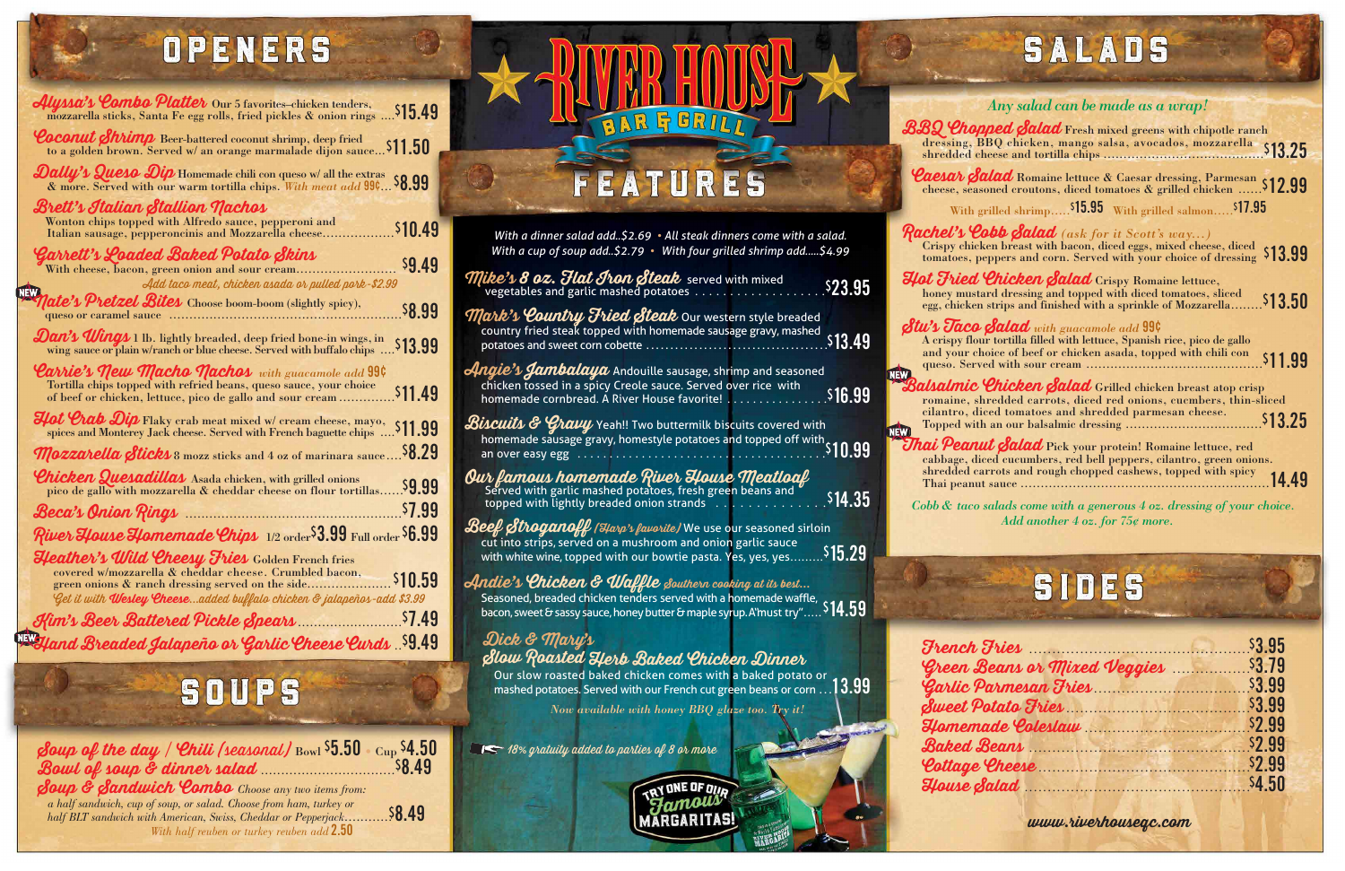# RIVER HOUSE BAR & GRILL

## OPENERS

**Alyssa's Combo Platter** Our 5 favorites–chicken tenders, mozzarella sticks, Santa Fe egg rolls, fried pickles & onion rings .... $15.49

**Coconut Shrimp** Beer-battered coconut shrimp, deep fried to a golden brown. Served w/ an orange marmalade dijon sauce... $11.50

**Dally's Queso Dip** Homemade chili con queso w/ all the extras & more. Served with our warm tortilla chips. *With meat add 99¢*... $8.99

**Brett's Italian Stallion Nachos** Wonton chips topped with Alfredo sauce, pepperoni and Italian sausage, pepperoncinis and Mozzarella cheese................. $10.49

**Garrett's Loaded Baked Potato Skins** With cheese, bacon, green onion and sour cream......................... $9.49
*Add taco meat, chicken asada or pulled pork–$2.99*

NEW **Nate's Pretzel Bites** Choose boom-boom (slightly spicy), queso or caramel sauce ........................................................ $8.99

**Dan's Wings** 1 lb. lightly breaded, deep fried bone-in wings, in wing sauce or plain w/ranch or blue cheese. Served with buffalo chips .... $13.99

**Carrie's New Macho Nachos** *with guacamole add 99¢* Tortilla chips topped with refried beans, queso sauce, your choice of beef or chicken, lettuce, pico de gallo and sour cream ............. $11.49

**Hot Crab Dip** Flaky crab meat mixed w/ cream cheese, mayo, spices and Monterey Jack cheese. Served with French baguette chips .... $11.99

**Mozzarella Sticks** 8 mozz sticks and 4 oz of marinara sauce.... $8.29

**Chicken Quesadillas** Asada chicken, with grilled onions pico de gallo with mozzarella & cheddar cheese on flour tortillas...... $9.99

**Beca's Onion Rings** .................................................... $7.99

**River House Homemade Chips** 1/2 order $3.99 Full order $6.99

**Heather's Wild Cheesy Fries** Golden French fries covered w/mozzarella & cheddar cheese. Crumbled bacon, green onions & ranch dressing served on the side..................... $10.59
*Get it with Wesley Cheese...added buffalo chicken & jalapeños–add $3.99*

**Kim's Beer Battered Pickle Spears**......................... $7.49

NEW **Hand Breaded Jalapeño or Garlic Cheese Curds** .. $9.49

## SOUPS

**Soup of the day / Chili (seasonal)** Bowl $5.50 · Cup $4.50

**Bowl of soup & dinner salad** ................................ $8.49

**Soup & Sandwich Combo** Choose any two items from: a half sandwich, cup of soup, or salad. Choose from ham, turkey or half BLT sandwich with American, Swiss, Cheddar or Pepperjack........... $8.49
*With half reuben or turkey reuben add 2.50*

## FEATURES

*With a dinner salad add..$2.69 • All steak dinners come with a salad.*
*With a cup of soup add..$2.79 • With four grilled shrimp add.....$4.99*

**Mike's 8 oz. Flat Iron Steak** served with mixed vegetables and garlic mashed potatoes .................. $23.95

**Mark's Country Fried Steak** Our western style breaded country fried steak topped with homemade sausage gravy, mashed potatoes and sweet corn cobette .................................... $13.49

**Angie's Jambalaya** Andouille sausage, shrimp and seasoned chicken tossed in a spicy Creole sauce. Served over rice with homemade cornbread. A River House favorite! ................ $16.99

**Biscuits & Gravy** Yeah!! Two buttermilk biscuits covered with homemade sausage gravy, homestyle potatoes and topped off with an over easy egg ........................................ $10.99

**Our famous homemade River House Meatloaf** Served with garlic mashed potatoes, fresh green beans and topped with lightly breaded onion strands ............. $14.35

**Beef Stroganoff** *(Harp's favorite)* We use our seasoned sirloin cut into strips, served on a mushroom and onion garlic sauce with white wine, topped with our bowtie pasta. Yes, yes, yes......... $15.29

**Andie's Chicken & Waffle** *Southern cooking at its best...* Seasoned, breaded chicken tenders served with a homemade waffle, bacon, sweet & sassy sauce, honey butter & maple syrup. A"must try"..... $14.59

**Dick & Mary's Slow Roasted Herb Baked Chicken Dinner** Our slow roasted baked chicken comes with a baked potato or mashed potatoes. Served with our French cut green beans or corn ... 13.99
*Now available with honey BBQ glaze too. Try it!*

*18% gratuity added to parties of 8 or more*

TRY ONE OF OUR Famous MARGARITAS!

## SALADS

*Any salad can be made as a wrap!*

**BBQ Chopped Salad** Fresh mixed greens with chipotle ranch dressing, BBQ chicken, mango salsa, avocados, mozzarella shredded cheese and tortilla chips ...................................... $13.25

**Caesar Salad** Romaine lettuce & Caesar dressing, Parmesan cheese, seasoned croutons, diced tomatoes & grilled chicken ...... $12.99
With grilled shrimp..... $15.95 With grilled salmon..... $17.95

**Rachel's Cobb Salad** *(ask for it Scott's way...)* Crispy chicken breast with bacon, diced eggs, mixed cheese, diced tomatoes, peppers and corn. Served with your choice of dressing $13.99

**Hot Fried Chicken Salad** Crispy Romaine lettuce, honey mustard dressing and topped with diced tomatoes, sliced egg, chicken strips and finished with a sprinkle of Mozzarella........ $13.50

**Stu's Taco Salad** *with guacamole add 99¢* A crispy flour tortilla filled with lettuce, Spanish rice, pico de gallo and your choice of beef or chicken asada, topped with chili con queso. Served with sour cream ........................................... $11.99

NEW **Balsalmic Chicken Salad** Grilled chicken breast atop crisp romaine, shredded carrots, diced red onions, cucmbers, thin-sliced cilantro, diced tomatoes and shredded parmesan cheese. Topped with an our balsalmic dressing ................................ $13.25

NEW **Thai Peanut Salad** Pick your protein! Romaine lettuce, red cabbage, diced cucumbers, red bell peppers, cilantro, green onions. shredded carrots and rough chopped cashews, topped with spicy Thai peanut sauce ............................................................ 14.49

*Cobb & taco salads come with a generous 4 oz. dressing of your choice. Add another 4 oz. for 75¢ more.*

## SIDES

| Item | Price |
|---|---|
| French Fries | $3.95 |
| Green Beans or Mixed Veggies | $3.79 |
| Garlic Parmesan Fries | $3.99 |
| Sweet Potato Fries | $3.99 |
| Homemade Coleslaw | $2.99 |
| Baked Beans | $2.99 |
| Cottage Cheese | $2.99 |
| House Salad | $4.50 |

www.riverhousegc.com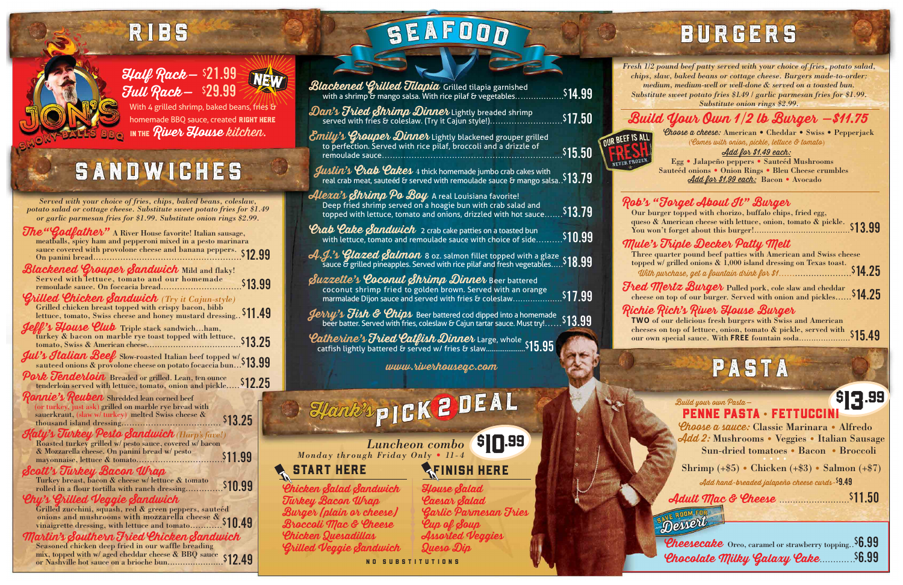# RIBS

**Jon's Smoky Balls BBQ**

**NEW**

**Half Rack** – $21.99
**Full Rack** – $29.99

With 4 grilled shrimp, baked beans, fries & homemade BBQ sauce, created **RIGHT HERE IN THE *River House* kitchen.**

# SANDWICHES

*Served with your choice of fries, chips, baked beans, coleslaw, potato salad or cottage cheese. Substitute sweet potato fries for $1.49 or garlic parmesan fries for $1.99. Substitute onion rings $2.99.*

**The "Godfather"** A River House favorite! Italian sausage, meatballs, spicy ham and pepperoni mixed in a pesto marinara sauce covered with provolone cheese and banana peppers. On panini bread....... $12.99

**Blackened Grouper Sandwich** Mild and flaky! Served with lettuce, tomato and our homemade remoulade sauce. On foccacia bread....... $13.99

**Grilled Chicken Sandwich** *(Try it Cajun-style)* Grilled chicken breast topped with crispy bacon, bibb lettuce, tomato, Swiss cheese and honey mustard dressing.. $11.49

**Jeff's House Club** Triple stack sandwich...ham, turkey & bacon on marble rye toast topped with lettuce, tomato, Swiss & American cheese....... $13.25

**Jul's Italian Beef** Slow-roasted Italian beef topped w/ sauteed onions & provolone cheese on potato focaccia bun... $13.99

**Pork Tenderloin** Breaded or grilled. Lean, ten ounce tenderloin served with lettuce, tomato, onion and pickle..... $12.25

**Ronnie's Reuben** Shredded lean corned beef (or turkey, just ask) grilled on marble rye bread with sauerkraut, (slaw w/ turkey) melted Swiss cheese & thousand island dressing....... $13.25

**Katy's Turkey Pesto Sandwich** *(Harp's fave!)* Roasted turkey grilled w/ pesto sauce, covered w/ bacon & Mozzarella cheese. On panini bread w/ pesto mayonnaise, lettuce & tomato....... $11.99

**Scott's Turkey Bacon Wrap** Turkey breast, bacon & cheese w/ lettuce & tomato rolled in a flour tortilla with ranch dressing....... $10.99

**Chy's Grilled Veggie Sandwich** Grilled zucchini, squash, red & green peppers, sauteéd onions and mushrooms with mozzarella cheese & vinaigrette dressing, with lettuce and tomato....... $10.49

**Martin's Southern Fried Chicken Sandwich** Seasoned chicken deep fried in our waffle breading mix, topped with w/ aged cheddar cheese & BBQ sauce or Nashville hot sauce on a brioche bun....... $12.49

# SEAFOOD

**Blackened Grilled Tilapia** Grilled tilapia garnished with a shrimp & mango salsa. With rice pilaf & vegetables....... $14.99

**Dan's Fried Shrimp Dinner** Lightly breaded shrimp served with fries & coleslaw. (Try it Cajun style!)....... $17.50

**Emily's Grouper Dinner** Lightly blackened grouper grilled to perfection. Served with rice pilaf, broccoli and a drizzle of remoulade sauce....... $15.50

**Justin's Crab Cakes** 4 thick homemade jumbo crab cakes with real crab meat, sauteéd & served with remoulade sauce & mango salsa.. $13.79

**Alexa's Shrimp Po Boy** A real Louisiana favorite! Deep fried shrimp served on a hoagie bun with crab salad and topped with lettuce, tomato and onions, drizzled with hot sauce....... $13.79

**Crab Cake Sandwich** 2 crab cake patties on a toasted bun with lettuce, tomato and remoulade sauce with choice of side....... $10.99

**A.J.'s Glazed Salmon** 8 oz. salmon fillet topped with a glaze sauce & grilled pineapples. Served with rice pilaf and fresh vegetables..... $18.99

**Suzzette's Coconut Shrimp Dinner** Beer battered coconut shrimp fried to golden brown. Served with an orange marmalade Dijon sauce and served with fries & coleslaw....... $17.99

**Jerry's Fish & Chips** Beer battered cod dipped into a homemade beer batter. Served with fries, coleslaw & Cajun tartar sauce. Must try!...... $13.99

**Catherine's Fried Catfish Dinner** Large, whole catfish lightly battered & served w/ fries & slaw....... $15.95

*www.riverhouseqc.com*

# Hank's PICK 2 DEAL

*Luncheon combo* **$10.99**

*Monday through Friday Only • 11-4*

| START HERE | FINISH HERE |
|---|---|
| Chicken Salad Sandwich | House Salad |
| Turkey Bacon Wrap | Caesar Salad |
| Burger (plain or cheese) | Garlic Parmesan Fries |
| Broccoli Mac & Cheese | Cup of Soup |
| Chicken Quesadillas | Assorted Veggies |
| Grilled Veggie Sandwich | Queso Dip |

NO SUBSTITUTIONS

# BURGERS

*Fresh 1/2 pound beef patty served with your choice of fries, potato salad, chips, slaw, baked beans or cottage cheese. Burgers made-to-order: medium, medium-well or well-done & served on a toasted bun. Substitute sweet potato fries $1.49 / garlic parmesan fries for $1.99. Substitute onion rings $2.99.*

OUR BEEF IS ALL FRESH NEVER FROZEN

**Build Your Own 1/2 lb Burger – $11.75**

*Choose a cheese:* American • Cheddar • Swiss • Pepperjack
*(Comes with onion, pickle, lettuce & tomato)*
*Add for $1.49 each:* Egg • Jalapeño peppers • Sauteéd Mushrooms • Sauteéd onions • Onion Rings • Bleu Cheese crumbles
*Add for $1.99 each:* Bacon • Avocado

**Rob's "Forget About It" Burger** Our burger topped with chorizo, buffalo chips, fried egg, queso & American cheese with lettuce, onion, tomato & pickle. You won't forget about this burger!....... $13.99

**Mule's Triple Decker Patty Melt** Three quarter pound beef patties with American and Swiss cheese topped w/ grilled onions & 1,000 island dressing on Texas toast. *With purchase, get a fountain drink for $1.* ....... $14.25

**Fred Mertz Burger** Pulled pork, cole slaw and cheddar cheese on top of our burger. Served with onion and pickles...... $14.25

**Richie Rich's River House Burger** TWO of our delicious fresh burgers with Swiss and American cheeses on top of lettuce, onion, tomato & pickle, served with our own special sauce. With FREE fountain soda....... $15.49

# PASTA

*Build your own Pasta –* **$13.99**

**PENNE PASTA • FETTUCCINI**

*Choose a sauce:* Classic Marinara • Alfredo
*Add 2:* Mushrooms • Veggies • Italian Sausage • Sun-dried tomatoes • Bacon • Broccoli

Shrimp (+$5) • Chicken (+$3) • Salmon (+$7)

*Add hand-breaded jalapeño cheese curds* - $9.49

**Adult Mac & Cheese** ....... $11.50

## SAVE ROOM FOR Dessert

**Cheesecake** Oreo, caramel or strawberry topping.. $6.99

**Chocolate Milky Galaxy Cake**....... $6.99